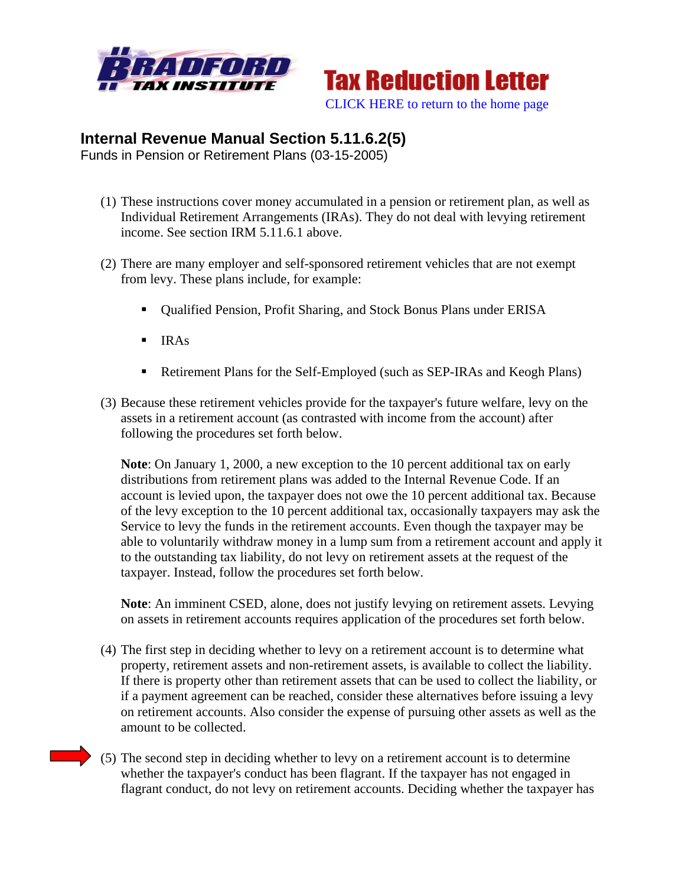Bradford Tax Institute — **Tax Reduction Letter**

CLICK HERE to return to the home page

## Internal Revenue Manual Section 5.11.6.2(5)

Funds in Pension or Retirement Plans (03-15-2005)

(1) These instructions cover money accumulated in a pension or retirement plan, as well as Individual Retirement Arrangements (IRAs). They do not deal with levying retirement income. See section IRM 5.11.6.1 above.

(2) There are many employer and self-sponsored retirement vehicles that are not exempt from levy. These plans include, for example:

- Qualified Pension, Profit Sharing, and Stock Bonus Plans under ERISA
- IRAs
- Retirement Plans for the Self-Employed (such as SEP-IRAs and Keogh Plans)

(3) Because these retirement vehicles provide for the taxpayer's future welfare, levy on the assets in a retirement account (as contrasted with income from the account) after following the procedures set forth below.

**Note**: On January 1, 2000, a new exception to the 10 percent additional tax on early distributions from retirement plans was added to the Internal Revenue Code. If an account is levied upon, the taxpayer does not owe the 10 percent additional tax. Because of the levy exception to the 10 percent additional tax, occasionally taxpayers may ask the Service to levy the funds in the retirement accounts. Even though the taxpayer may be able to voluntarily withdraw money in a lump sum from a retirement account and apply it to the outstanding tax liability, do not levy on retirement assets at the request of the taxpayer. Instead, follow the procedures set forth below.

**Note**: An imminent CSED, alone, does not justify levying on retirement assets. Levying on assets in retirement accounts requires application of the procedures set forth below.

(4) The first step in deciding whether to levy on a retirement account is to determine what property, retirement assets and non-retirement assets, is available to collect the liability. If there is property other than retirement assets that can be used to collect the liability, or if a payment agreement can be reached, consider these alternatives before issuing a levy on retirement accounts. Also consider the expense of pursuing other assets as well as the amount to be collected.

(5) The second step in deciding whether to levy on a retirement account is to determine whether the taxpayer's conduct has been flagrant. If the taxpayer has not engaged in flagrant conduct, do not levy on retirement accounts. Deciding whether the taxpayer has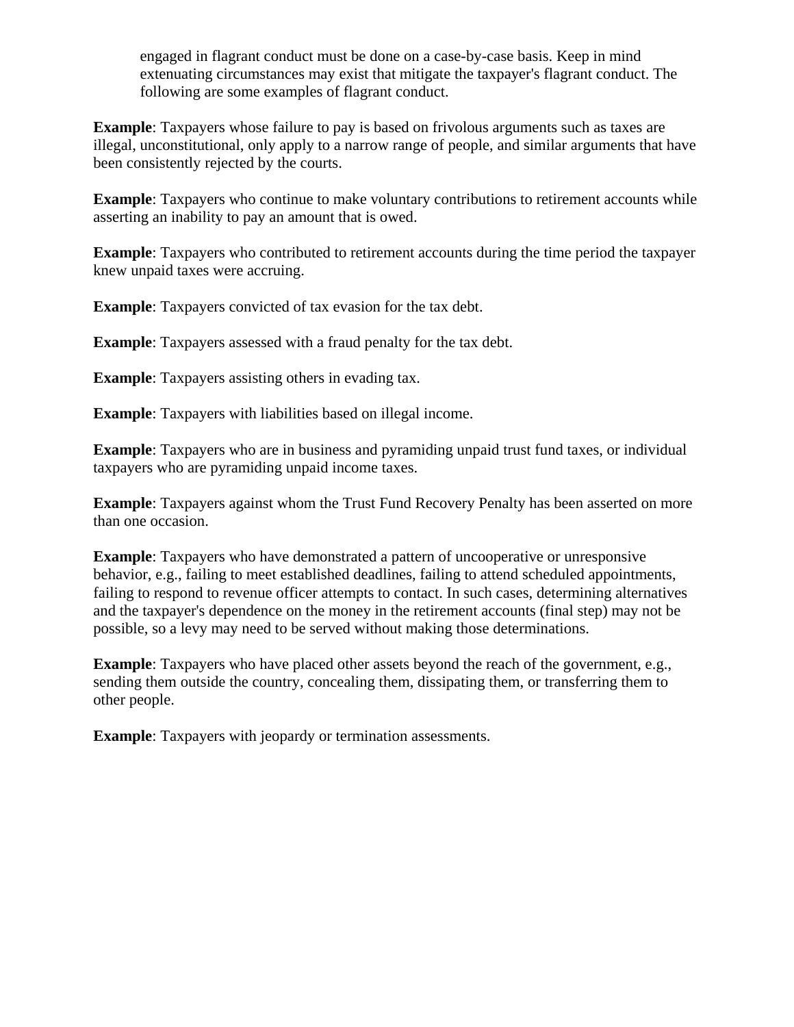engaged in flagrant conduct must be done on a case-by-case basis. Keep in mind extenuating circumstances may exist that mitigate the taxpayer's flagrant conduct. The following are some examples of flagrant conduct.

**Example**: Taxpayers whose failure to pay is based on frivolous arguments such as taxes are illegal, unconstitutional, only apply to a narrow range of people, and similar arguments that have been consistently rejected by the courts.

**Example**: Taxpayers who continue to make voluntary contributions to retirement accounts while asserting an inability to pay an amount that is owed.

**Example**: Taxpayers who contributed to retirement accounts during the time period the taxpayer knew unpaid taxes were accruing.

**Example**: Taxpayers convicted of tax evasion for the tax debt.

**Example**: Taxpayers assessed with a fraud penalty for the tax debt.

**Example**: Taxpayers assisting others in evading tax.

**Example**: Taxpayers with liabilities based on illegal income.

**Example**: Taxpayers who are in business and pyramiding unpaid trust fund taxes, or individual taxpayers who are pyramiding unpaid income taxes.

**Example**: Taxpayers against whom the Trust Fund Recovery Penalty has been asserted on more than one occasion.

**Example**: Taxpayers who have demonstrated a pattern of uncooperative or unresponsive behavior, e.g., failing to meet established deadlines, failing to attend scheduled appointments, failing to respond to revenue officer attempts to contact. In such cases, determining alternatives and the taxpayer's dependence on the money in the retirement accounts (final step) may not be possible, so a levy may need to be served without making those determinations.

**Example**: Taxpayers who have placed other assets beyond the reach of the government, e.g., sending them outside the country, concealing them, dissipating them, or transferring them to other people.

**Example**: Taxpayers with jeopardy or termination assessments.